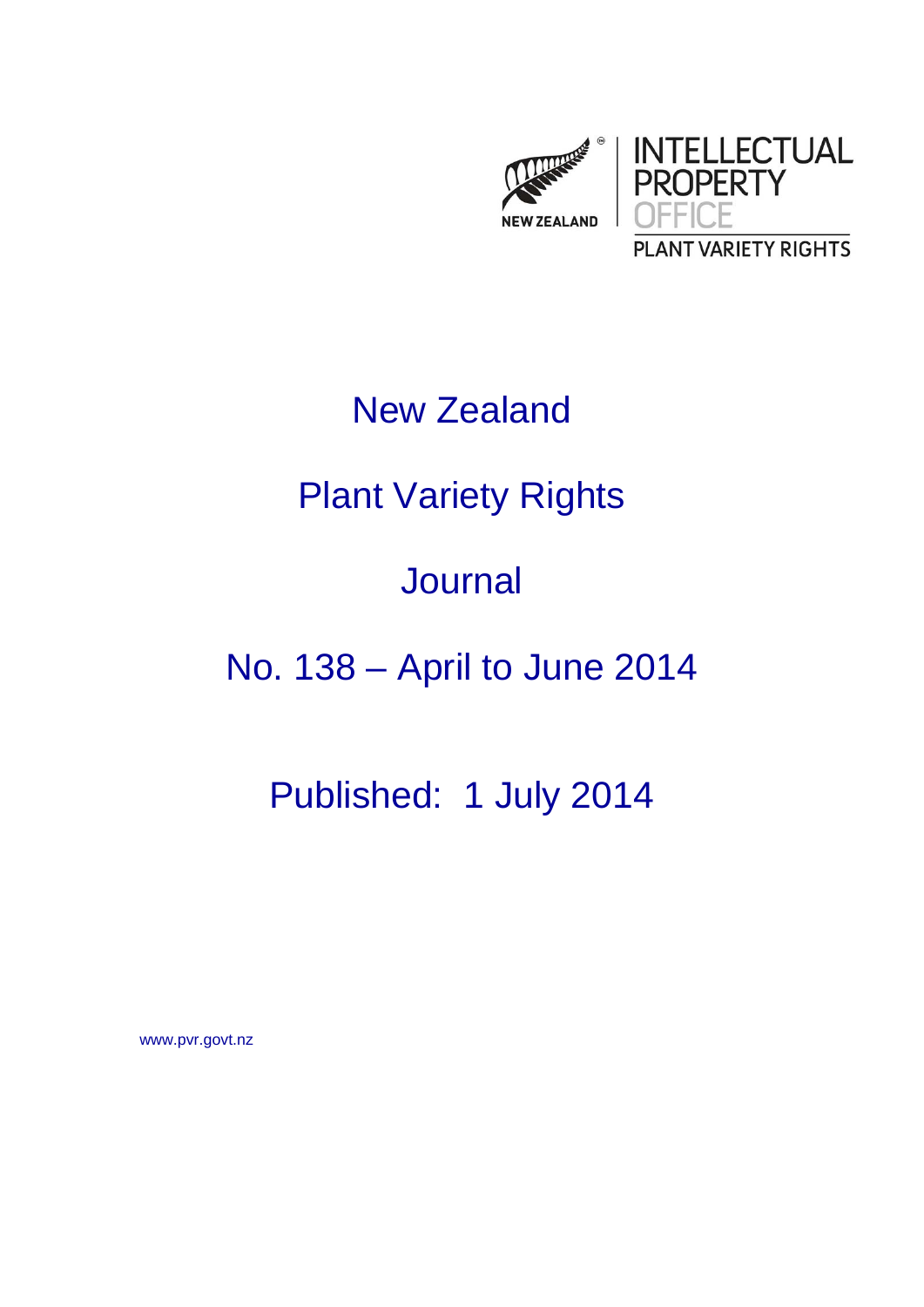NEW ZEALAND

INTELLECTUAL PROPERTY OFFICE

PLANT VARIETY RIGHTS

# New Zealand

# Plant Variety Rights

# Journal

# No. 138 – April to June 2014

## Published: 1 July 2014

www.pvr.govt.nz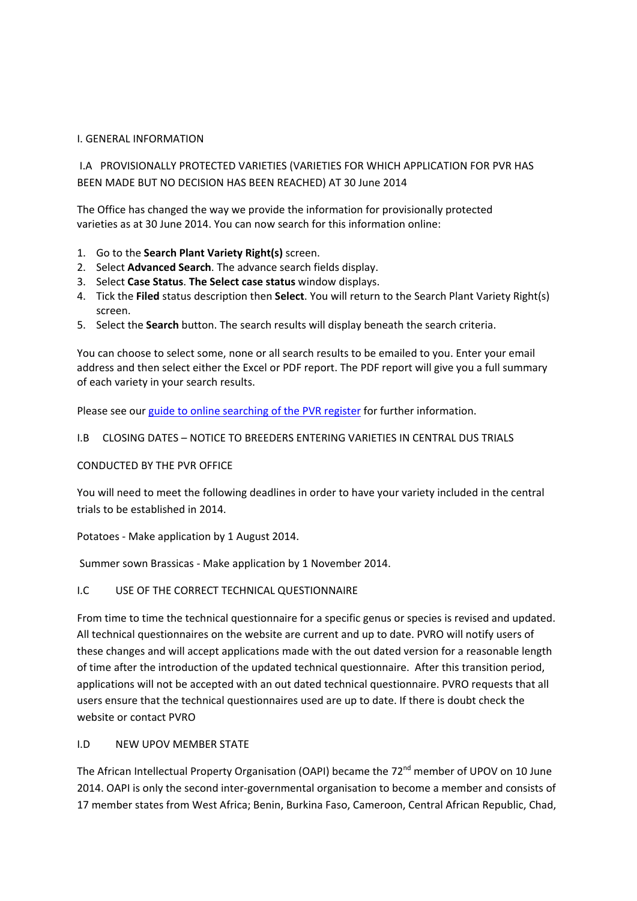# I. GENERAL INFORMATION

## I.A PROVISIONALLY PROTECTED VARIETIES (VARIETIES FOR WHICH APPLICATION FOR PVR HAS BEEN MADE BUT NO DECISION HAS BEEN REACHED) AT 30 June 2014

The Office has changed the way we provide the information for provisionally protected varieties as at 30 June 2014. You can now search for this information online:

1. Go to the **Search Plant Variety Right(s)** screen.
2. Select **Advanced Search**. The advance search fields display.
3. Select **Case Status**. **The Select case status** window displays.
4. Tick the **Filed** status description then **Select**. You will return to the Search Plant Variety Right(s) screen.
5. Select the **Search** button. The search results will display beneath the search criteria.

You can choose to select some, none or all search results to be emailed to you. Enter your email address and then select either the Excel or PDF report. The PDF report will give you a full summary of each variety in your search results.

Please see our guide to online searching of the PVR register for further information.

## I.B CLOSING DATES – NOTICE TO BREEDERS ENTERING VARIETIES IN CENTRAL DUS TRIALS CONDUCTED BY THE PVR OFFICE

You will need to meet the following deadlines in order to have your variety included in the central trials to be established in 2014.

Potatoes - Make application by 1 August 2014.

Summer sown Brassicas - Make application by 1 November 2014.

## I.C USE OF THE CORRECT TECHNICAL QUESTIONNAIRE

From time to time the technical questionnaire for a specific genus or species is revised and updated. All technical questionnaires on the website are current and up to date. PVRO will notify users of these changes and will accept applications made with the out dated version for a reasonable length of time after the introduction of the updated technical questionnaire. After this transition period, applications will not be accepted with an out dated technical questionnaire. PVRO requests that all users ensure that the technical questionnaires used are up to date. If there is doubt check the website or contact PVRO

## I.D NEW UPOV MEMBER STATE

The African Intellectual Property Organisation (OAPI) became the 72nd member of UPOV on 10 June 2014. OAPI is only the second inter-governmental organisation to become a member and consists of 17 member states from West Africa; Benin, Burkina Faso, Cameroon, Central African Republic, Chad,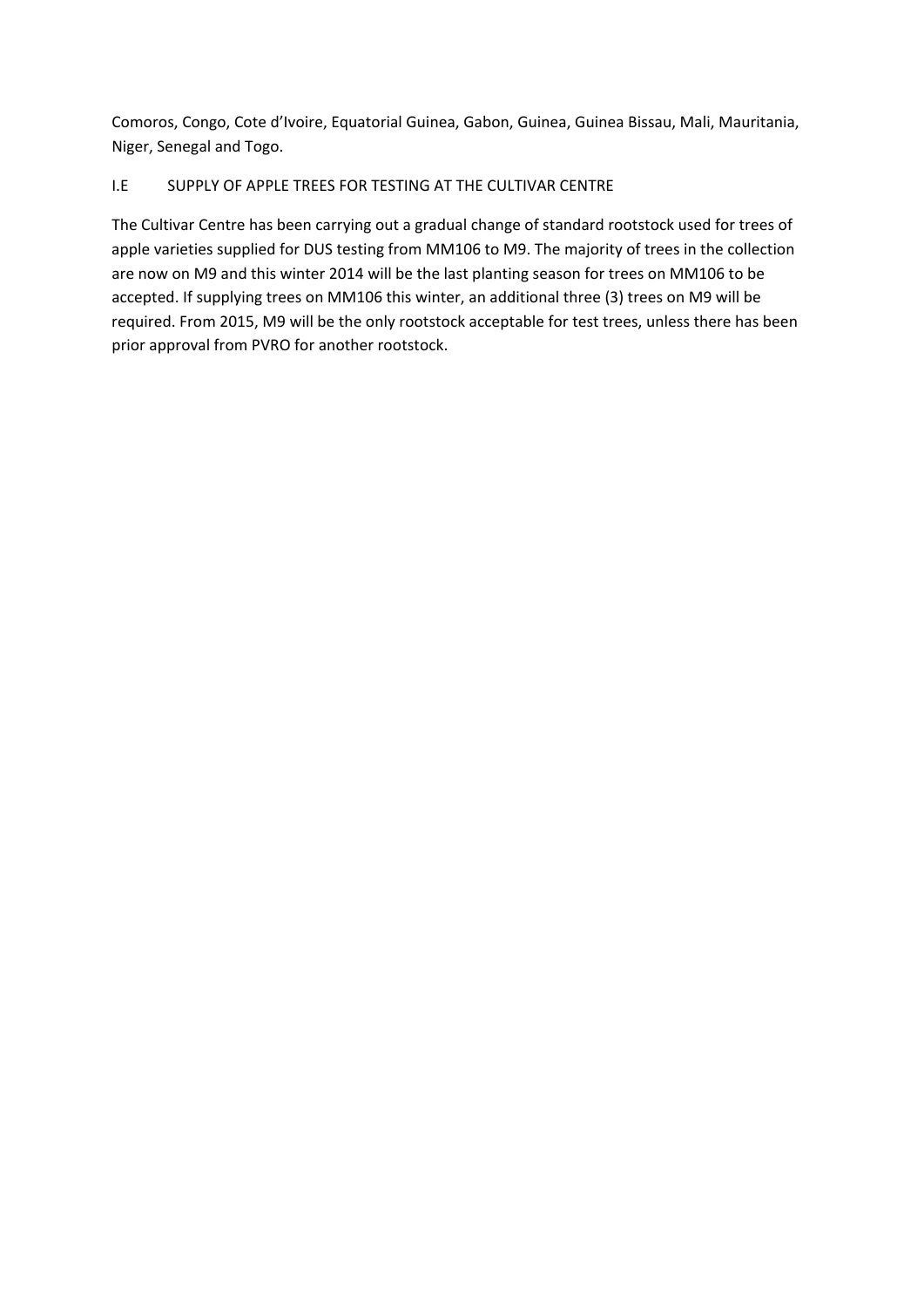Comoros, Congo, Cote d'Ivoire, Equatorial Guinea, Gabon, Guinea, Guinea Bissau, Mali, Mauritania, Niger, Senegal and Togo.

## I.E SUPPLY OF APPLE TREES FOR TESTING AT THE CULTIVAR CENTRE

The Cultivar Centre has been carrying out a gradual change of standard rootstock used for trees of apple varieties supplied for DUS testing from MM106 to M9. The majority of trees in the collection are now on M9 and this winter 2014 will be the last planting season for trees on MM106 to be accepted. If supplying trees on MM106 this winter, an additional three (3) trees on M9 will be required. From 2015, M9 will be the only rootstock acceptable for test trees, unless there has been prior approval from PVRO for another rootstock.